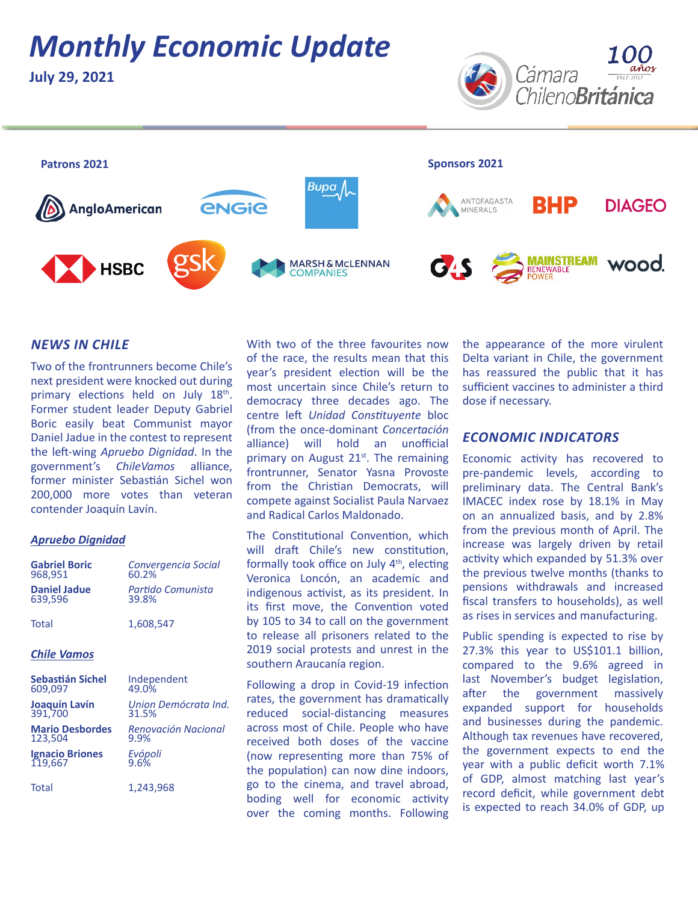# Monthly Economic Update

**July 29, 2021**

**Patrons 2021**

AngloAmerican, ENGIE, Bupa, HSBC, gsk, Marsh & McLennan Companies

**Sponsors 2021**

Antofagasta Minerals, BHP, Diageo, G4S, Mainstream Renewable Power, wood.

## NEWS IN CHILE

Two of the frontrunners become Chile's next president were knocked out during primary elections held on July 18th. Former student leader Deputy Gabriel Boric easily beat Communist mayor Daniel Jadue in the contest to represent the left-wing *Apruebo Dignidad*. In the government's *ChileVamos* alliance, former minister Sebastián Sichel won 200,000 more votes than veteran contender Joaquín Lavín.

### Apruebo Dignidad

| | |
|---|---|
| **Gabriel Boric** 968,951 | *Convergencia Social* 60.2% |
| **Daniel Jadue** 639,596 | *Partido Comunista* 39.8% |
| Total | 1,608,547 |

### Chile Vamos

| | |
|---|---|
| **Sebastián Sichel** 609,097 | Independent 49.0% |
| **Joaquín Lavín** 391,700 | *Union Demócrata Ind.* 31.5% |
| **Mario Desbordes** 123,504 | *Renovación Nacional* 9.9% |
| **Ignacio Briones** 119,667 | *Evópoli* 9.6% |
| Total | 1,243,968 |

With two of the three favourites now of the race, the results mean that this year's president election will be the most uncertain since Chile's return to democracy three decades ago. The centre left *Unidad Constituyente* bloc (from the once-dominant *Concertación* alliance) will hold an unofficial primary on August 21st. The remaining frontrunner, Senator Yasna Provoste from the Christian Democrats, will compete against Socialist Paula Narvaez and Radical Carlos Maldonado.

The Constitutional Convention, which will draft Chile's new constitution, formally took office on July 4th, electing Veronica Loncón, an academic and indigenous activist, as its president. In its first move, the Convention voted by 105 to 34 to call on the government to release all prisoners related to the 2019 social protests and unrest in the southern Araucanía region.

Following a drop in Covid-19 infection rates, the government has dramatically reduced social-distancing measures across most of Chile. People who have received both doses of the vaccine (now representing more than 75% of the population) can now dine indoors, go to the cinema, and travel abroad, boding well for economic activity over the coming months. Following the appearance of the more virulent Delta variant in Chile, the government has reassured the public that it has sufficient vaccines to administer a third dose if necessary.

## ECONOMIC INDICATORS

Economic activity has recovered to pre-pandemic levels, according to preliminary data. The Central Bank's IMACEC index rose by 18.1% in May on an annualized basis, and by 2.8% from the previous month of April. The increase was largely driven by retail activity which expanded by 51.3% over the previous twelve months (thanks to pensions withdrawals and increased fiscal transfers to households), as well as rises in services and manufacturing.

Public spending is expected to rise by 27.3% this year to US$101.1 billion, compared to the 9.6% agreed in last November's budget legislation, after the government massively expanded support for households and businesses during the pandemic. Although tax revenues have recovered, the government expects to end the year with a public deficit worth 7.1% of GDP, almost matching last year's record deficit, while government debt is expected to reach 34.0% of GDP, up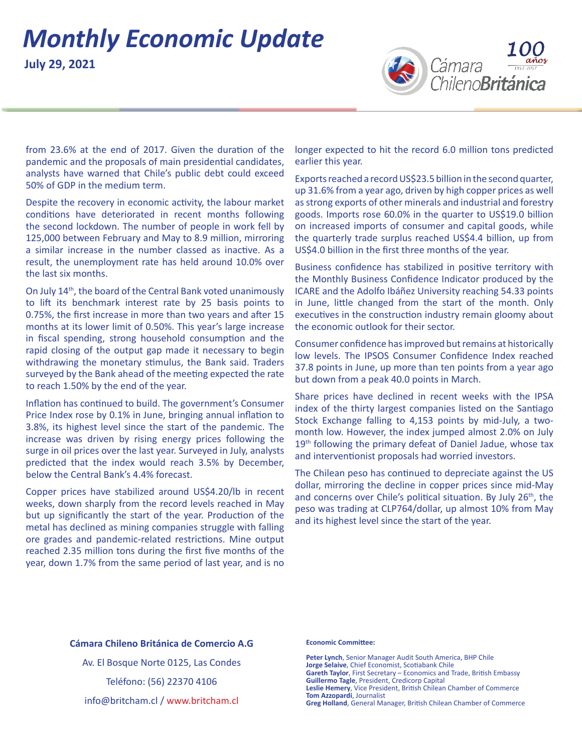from 23.6% at the end of 2017. Given the duration of the pandemic and the proposals of main presidential candidates, analysts have warned that Chile's public debt could exceed 50% of GDP in the medium term.

Despite the recovery in economic activity, the labour market conditions have deteriorated in recent months following the second lockdown. The number of people in work fell by 125,000 between February and May to 8.9 million, mirroring a similar increase in the number classed as inactive. As a result, the unemployment rate has held around 10.0% over the last six months.

On July 14th, the board of the Central Bank voted unanimously to lift its benchmark interest rate by 25 basis points to 0.75%, the first increase in more than two years and after 15 months at its lower limit of 0.50%. This year's large increase in fiscal spending, strong household consumption and the rapid closing of the output gap made it necessary to begin withdrawing the monetary stimulus, the Bank said. Traders surveyed by the Bank ahead of the meeting expected the rate to reach 1.50% by the end of the year.

Inflation has continued to build. The government's Consumer Price Index rose by 0.1% in June, bringing annual inflation to 3.8%, its highest level since the start of the pandemic. The increase was driven by rising energy prices following the surge in oil prices over the last year. Surveyed in July, analysts predicted that the index would reach 3.5% by December, below the Central Bank's 4.4% forecast.

Copper prices have stabilized around US$4.20/lb in recent weeks, down sharply from the record levels reached in May but up significantly the start of the year. Production of the metal has declined as mining companies struggle with falling ore grades and pandemic-related restrictions. Mine output reached 2.35 million tons during the first five months of the year, down 1.7% from the same period of last year, and is no longer expected to hit the record 6.0 million tons predicted earlier this year.

Exports reached a record US$23.5 billion in the second quarter, up 31.6% from a year ago, driven by high copper prices as well as strong exports of other minerals and industrial and forestry goods. Imports rose 60.0% in the quarter to US$19.0 billion on increased imports of consumer and capital goods, while the quarterly trade surplus reached US$4.4 billion, up from US$4.0 billion in the first three months of the year.

Business confidence has stabilized in positive territory with the Monthly Business Confidence Indicator produced by the ICARE and the Adolfo Ibáñez University reaching 54.33 points in June, little changed from the start of the month. Only executives in the construction industry remain gloomy about the economic outlook for their sector.

Consumer confidence has improved but remains at historically low levels. The IPSOS Consumer Confidence Index reached 37.8 points in June, up more than ten points from a year ago but down from a peak 40.0 points in March.

Share prices have declined in recent weeks with the IPSA index of the thirty largest companies listed on the Santiago Stock Exchange falling to 4,153 points by mid-July, a two-month low. However, the index jumped almost 2.0% on July 19th following the primary defeat of Daniel Jadue, whose tax and interventionist proposals had worried investors.

The Chilean peso has continued to depreciate against the US dollar, mirroring the decline in copper prices since mid-May and concerns over Chile's political situation. By July 26th, the peso was trading at CLP764/dollar, up almost 10% from May and its highest level since the start of the year.

**Cámara Chileno Británica de Comercio A.G**

Av. El Bosque Norte 0125, Las Condes

Teléfono: (56) 22370 4106

info@britcham.cl / www.britcham.cl

**Economic Committee:**

**Peter Lynch**, Senior Manager Audit South America, BHP Chile
**Jorge Selaive**, Chief Economist, Scotiabank Chile
**Gareth Taylor**, First Secretary – Economics and Trade, British Embassy
**Guillermo Tagle**, President, Credicorp Capital
**Leslie Hemery**, Vice President, British Chilean Chamber of Commerce
**Tom Azzopardi**, Journalist
**Greg Holland**, General Manager, British Chilean Chamber of Commerce